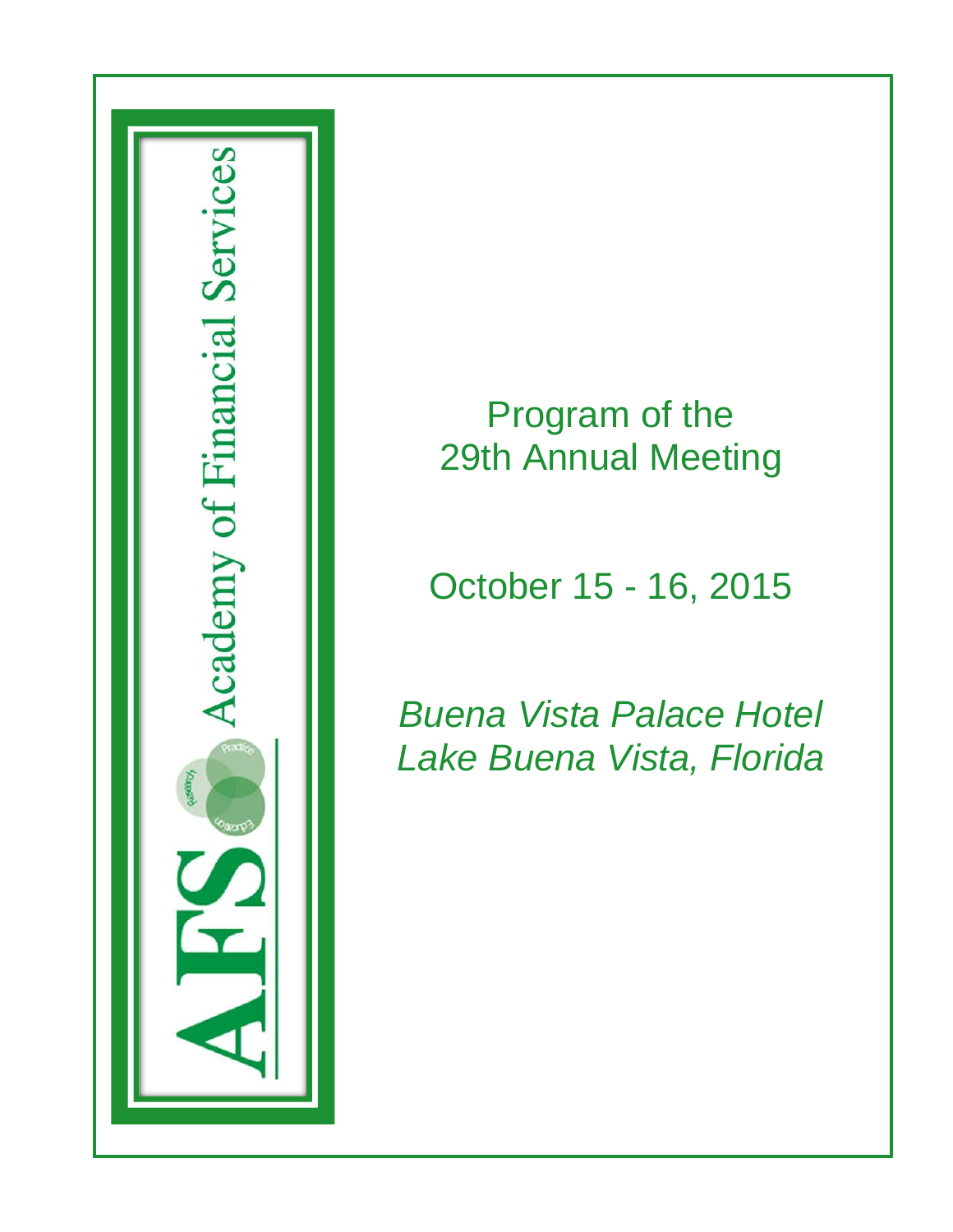AFS Academy of Financial Services

# Program of the 29th Annual Meeting

## October 15 - 16, 2015

*Buena Vista Palace Hotel*
*Lake Buena Vista, Florida*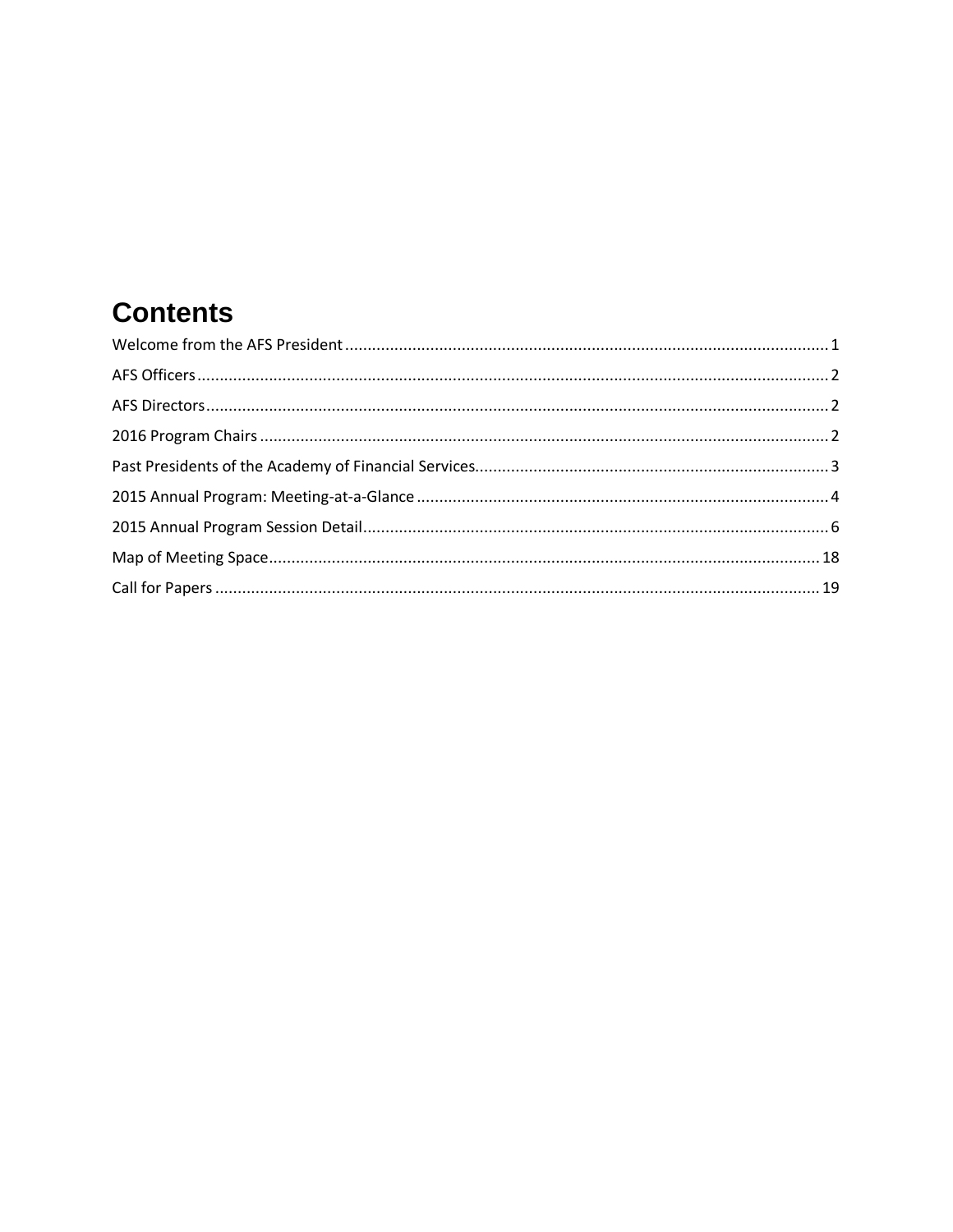# Contents

Welcome from the AFS President ........................................................................................................... 1

AFS Officers ........................................................................................................................................... 2

AFS Directors .......................................................................................................................................... 2

2016 Program Chairs .............................................................................................................................. 2

Past Presidents of the Academy of Financial Services............................................................................... 3

2015 Annual Program: Meeting-at-a-Glance ........................................................................................... 4

2015 Annual Program Session Detail....................................................................................................... 6

Map of Meeting Space........................................................................................................................... 18

Call for Papers ...................................................................................................................................... 19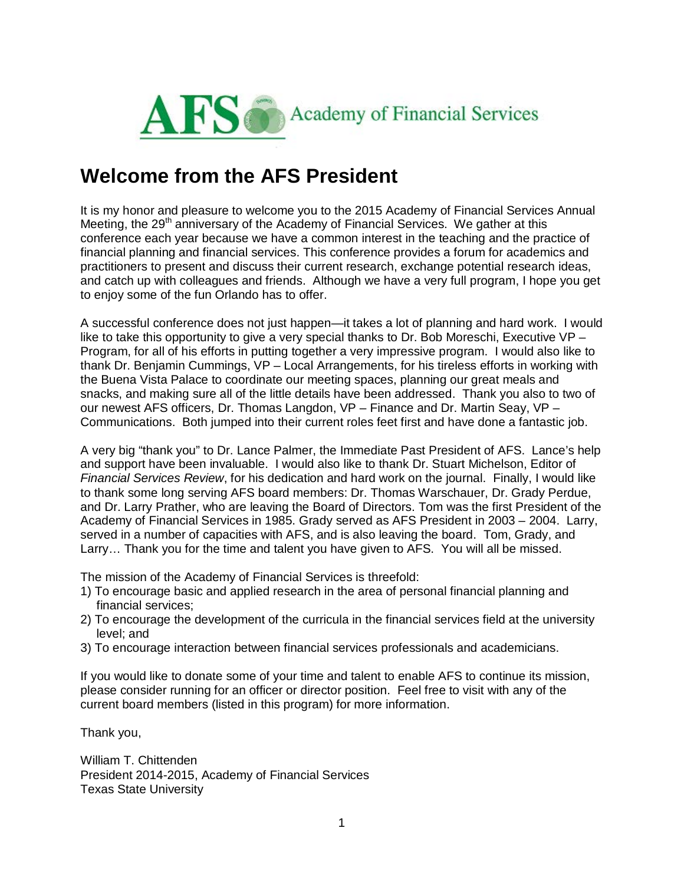AFS Academy of Financial Services

# Welcome from the AFS President

It is my honor and pleasure to welcome you to the 2015 Academy of Financial Services Annual Meeting, the 29th anniversary of the Academy of Financial Services. We gather at this conference each year because we have a common interest in the teaching and the practice of financial planning and financial services. This conference provides a forum for academics and practitioners to present and discuss their current research, exchange potential research ideas, and catch up with colleagues and friends. Although we have a very full program, I hope you get to enjoy some of the fun Orlando has to offer.

A successful conference does not just happen—it takes a lot of planning and hard work. I would like to take this opportunity to give a very special thanks to Dr. Bob Moreschi, Executive VP – Program, for all of his efforts in putting together a very impressive program. I would also like to thank Dr. Benjamin Cummings, VP – Local Arrangements, for his tireless efforts in working with the Buena Vista Palace to coordinate our meeting spaces, planning our great meals and snacks, and making sure all of the little details have been addressed. Thank you also to two of our newest AFS officers, Dr. Thomas Langdon, VP – Finance and Dr. Martin Seay, VP – Communications. Both jumped into their current roles feet first and have done a fantastic job.

A very big "thank you" to Dr. Lance Palmer, the Immediate Past President of AFS. Lance's help and support have been invaluable. I would also like to thank Dr. Stuart Michelson, Editor of *Financial Services Review*, for his dedication and hard work on the journal. Finally, I would like to thank some long serving AFS board members: Dr. Thomas Warschauer, Dr. Grady Perdue, and Dr. Larry Prather, who are leaving the Board of Directors. Tom was the first President of the Academy of Financial Services in 1985. Grady served as AFS President in 2003 – 2004. Larry, served in a number of capacities with AFS, and is also leaving the board. Tom, Grady, and Larry… Thank you for the time and talent you have given to AFS. You will all be missed.

The mission of the Academy of Financial Services is threefold:

1) To encourage basic and applied research in the area of personal financial planning and financial services;
2) To encourage the development of the curricula in the financial services field at the university level; and
3) To encourage interaction between financial services professionals and academicians.

If you would like to donate some of your time and talent to enable AFS to continue its mission, please consider running for an officer or director position. Feel free to visit with any of the current board members (listed in this program) for more information.

Thank you,

William T. Chittenden
President 2014-2015, Academy of Financial Services
Texas State University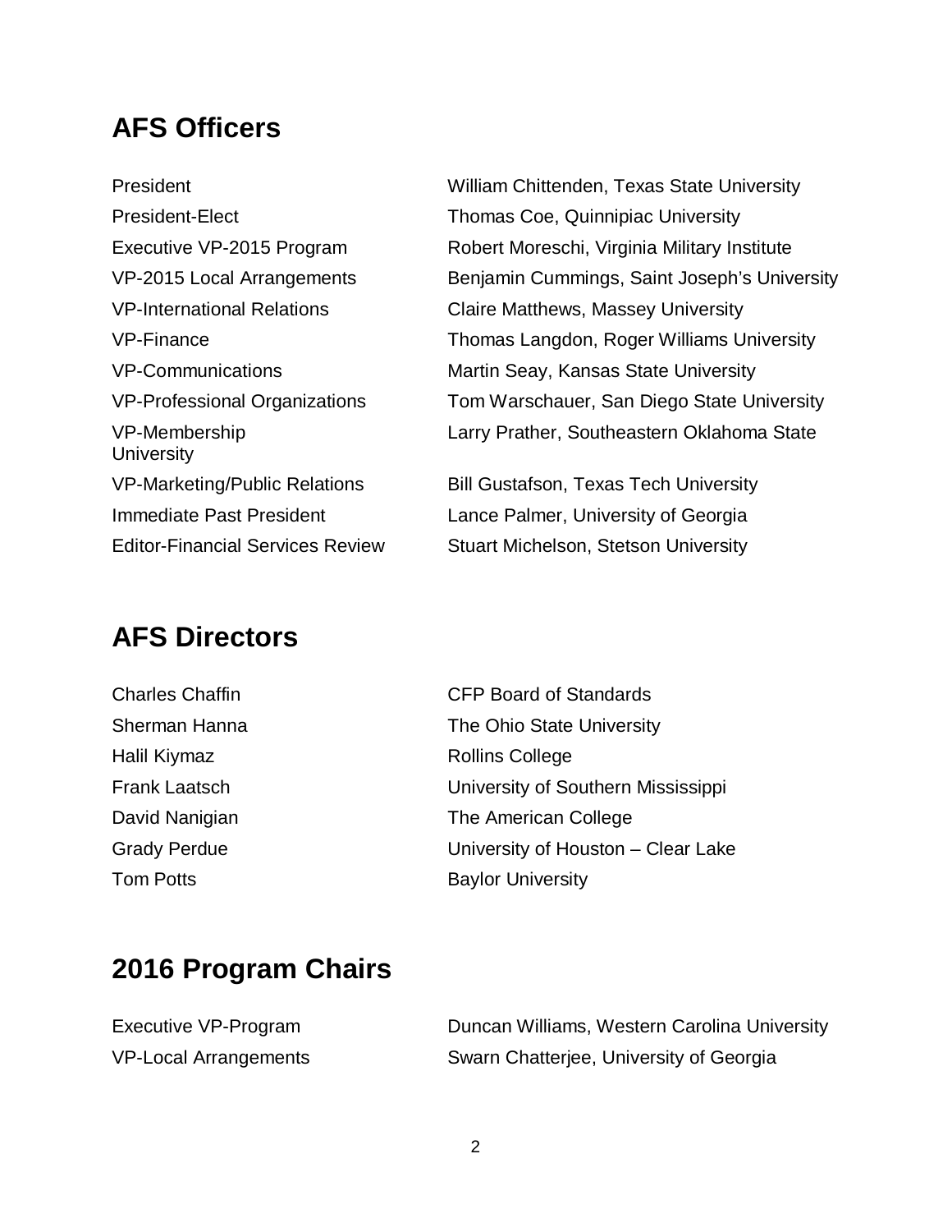## AFS Officers

| | |
|---|---|
| President | William Chittenden, Texas State University |
| President-Elect | Thomas Coe, Quinnipiac University |
| Executive VP-2015 Program | Robert Moreschi, Virginia Military Institute |
| VP-2015 Local Arrangements | Benjamin Cummings, Saint Joseph's University |
| VP-International Relations | Claire Matthews, Massey University |
| VP-Finance | Thomas Langdon, Roger Williams University |
| VP-Communications | Martin Seay, Kansas State University |
| VP-Professional Organizations | Tom Warschauer, San Diego State University |
| VP-Membership | Larry Prather, Southeastern Oklahoma State University |
| VP-Marketing/Public Relations | Bill Gustafson, Texas Tech University |
| Immediate Past President | Lance Palmer, University of Georgia |
| Editor-Financial Services Review | Stuart Michelson, Stetson University |

## AFS Directors

| | |
|---|---|
| Charles Chaffin | CFP Board of Standards |
| Sherman Hanna | The Ohio State University |
| Halil Kiymaz | Rollins College |
| Frank Laatsch | University of Southern Mississippi |
| David Nanigian | The American College |
| Grady Perdue | University of Houston – Clear Lake |
| Tom Potts | Baylor University |

## 2016 Program Chairs

| | |
|---|---|
| Executive VP-Program | Duncan Williams, Western Carolina University |
| VP-Local Arrangements | Swarn Chatterjee, University of Georgia |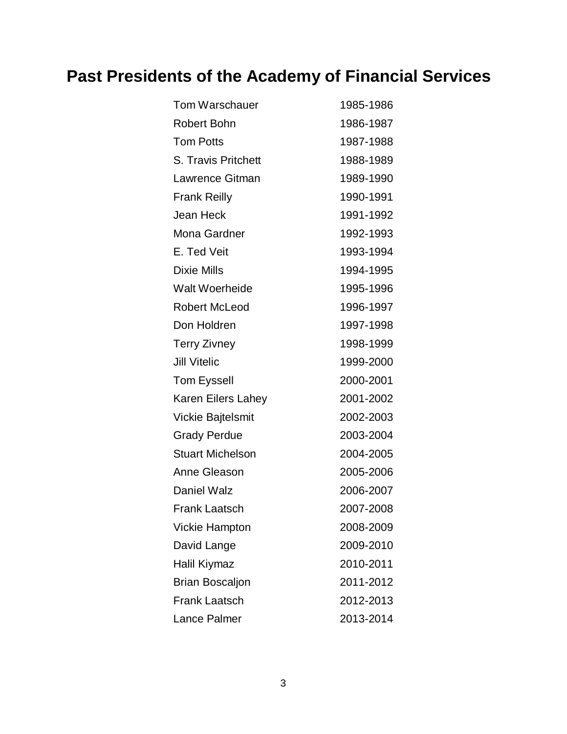# Past Presidents of the Academy of Financial Services

| | |
|---|---|
| Tom Warschauer | 1985-1986 |
| Robert Bohn | 1986-1987 |
| Tom Potts | 1987-1988 |
| S. Travis Pritchett | 1988-1989 |
| Lawrence Gitman | 1989-1990 |
| Frank Reilly | 1990-1991 |
| Jean Heck | 1991-1992 |
| Mona Gardner | 1992-1993 |
| E. Ted Veit | 1993-1994 |
| Dixie Mills | 1994-1995 |
| Walt Woerheide | 1995-1996 |
| Robert McLeod | 1996-1997 |
| Don Holdren | 1997-1998 |
| Terry Zivney | 1998-1999 |
| Jill Vitelic | 1999-2000 |
| Tom Eyssell | 2000-2001 |
| Karen Eilers Lahey | 2001-2002 |
| Vickie Bajtelsmit | 2002-2003 |
| Grady Perdue | 2003-2004 |
| Stuart Michelson | 2004-2005 |
| Anne Gleason | 2005-2006 |
| Daniel Walz | 2006-2007 |
| Frank Laatsch | 2007-2008 |
| Vickie Hampton | 2008-2009 |
| David Lange | 2009-2010 |
| Halil Kiymaz | 2010-2011 |
| Brian Boscaljon | 2011-2012 |
| Frank Laatsch | 2012-2013 |
| Lance Palmer | 2013-2014 |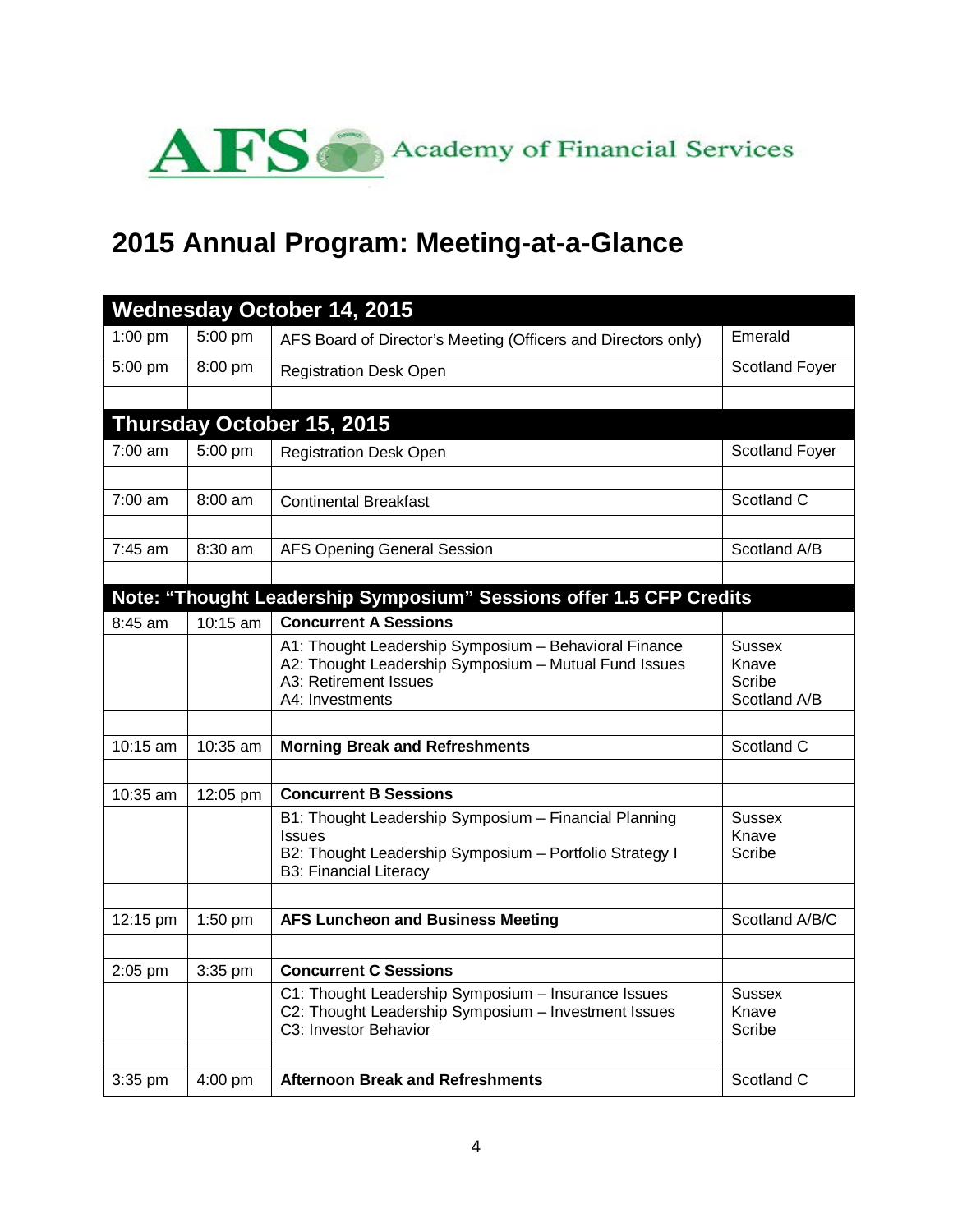AFS Academy of Financial Services

# 2015 Annual Program: Meeting-at-a-Glance

| Wednesday October 14, 2015 | | | |
|---|---|---|---|
| 1:00 pm | 5:00 pm | AFS Board of Director's Meeting (Officers and Directors only) | Emerald |
| 5:00 pm | 8:00 pm | Registration Desk Open | Scotland Foyer |
| | | | |
| **Thursday October 15, 2015** | | | |
| 7:00 am | 5:00 pm | Registration Desk Open | Scotland Foyer |
| | | | |
| 7:00 am | 8:00 am | Continental Breakfast | Scotland C |
| | | | |
| 7:45 am | 8:30 am | AFS Opening General Session | Scotland A/B |
| | | | |
| **Note: "Thought Leadership Symposium" Sessions offer 1.5 CFP Credits** | | | |
| 8:45 am | 10:15 am | **Concurrent A Sessions** | |
| | | A1: Thought Leadership Symposium – Behavioral Finance<br>A2: Thought Leadership Symposium – Mutual Fund Issues<br>A3: Retirement Issues<br>A4: Investments | Sussex<br>Knave<br>Scribe<br>Scotland A/B |
| | | | |
| 10:15 am | 10:35 am | **Morning Break and Refreshments** | Scotland C |
| | | | |
| 10:35 am | 12:05 pm | **Concurrent B Sessions** | |
| | | B1: Thought Leadership Symposium – Financial Planning Issues<br>B2: Thought Leadership Symposium – Portfolio Strategy I<br>B3: Financial Literacy | Sussex<br>Knave<br>Scribe |
| | | | |
| 12:15 pm | 1:50 pm | **AFS Luncheon and Business Meeting** | Scotland A/B/C |
| | | | |
| 2:05 pm | 3:35 pm | **Concurrent C Sessions** | |
| | | C1: Thought Leadership Symposium – Insurance Issues<br>C2: Thought Leadership Symposium – Investment Issues<br>C3: Investor Behavior | Sussex<br>Knave<br>Scribe |
| | | | |
| 3:35 pm | 4:00 pm | **Afternoon Break and Refreshments** | Scotland C |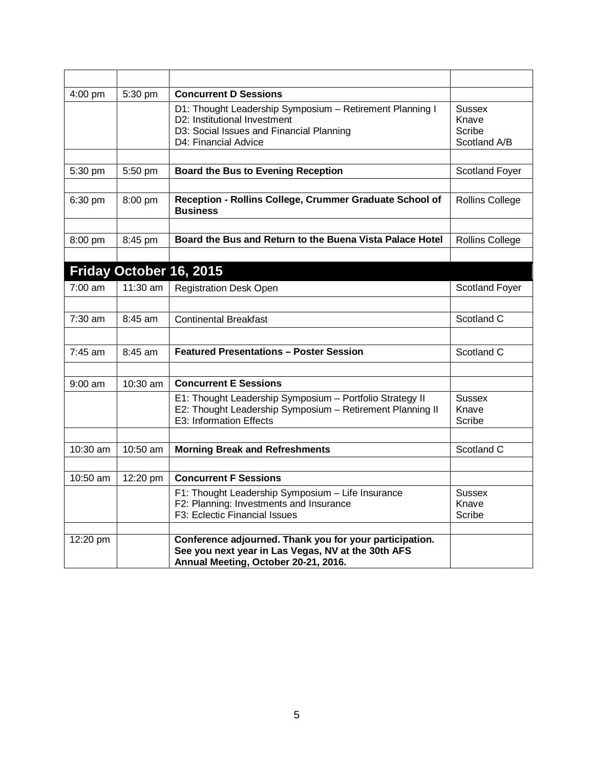| | | | |
|---|---|---|---|
| 4:00 pm | 5:30 pm | **Concurrent D Sessions** | |
| | | D1: Thought Leadership Symposium – Retirement Planning I<br>D2: Institutional Investment<br>D3: Social Issues and Financial Planning<br>D4: Financial Advice | Sussex<br>Knave<br>Scribe<br>Scotland A/B |
| | | | |
| 5:30 pm | 5:50 pm | **Board the Bus to Evening Reception** | Scotland Foyer |
| | | | |
| 6:30 pm | 8:00 pm | **Reception - Rollins College, Crummer Graduate School of Business** | Rollins College |
| | | | |
| 8:00 pm | 8:45 pm | **Board the Bus and Return to the Buena Vista Palace Hotel** | Rollins College |
| | | | |
| **Friday October 16, 2015** | | | |
| 7:00 am | 11:30 am | Registration Desk Open | Scotland Foyer |
| | | | |
| 7:30 am | 8:45 am | Continental Breakfast | Scotland C |
| | | | |
| 7:45 am | 8:45 am | **Featured Presentations – Poster Session** | Scotland C |
| | | | |
| 9:00 am | 10:30 am | **Concurrent E Sessions** | |
| | | E1: Thought Leadership Symposium – Portfolio Strategy II<br>E2: Thought Leadership Symposium – Retirement Planning II<br>E3: Information Effects | Sussex<br>Knave<br>Scribe |
| | | | |
| 10:30 am | 10:50 am | **Morning Break and Refreshments** | Scotland C |
| | | | |
| 10:50 am | 12:20 pm | **Concurrent F Sessions** | |
| | | F1: Thought Leadership Symposium – Life Insurance<br>F2: Planning: Investments and Insurance<br>F3: Eclectic Financial Issues | Sussex<br>Knave<br>Scribe |
| | | | |
| 12:20 pm | | **Conference adjourned. Thank you for your participation. See you next year in Las Vegas, NV at the 30th AFS Annual Meeting, October 20-21, 2016.** | |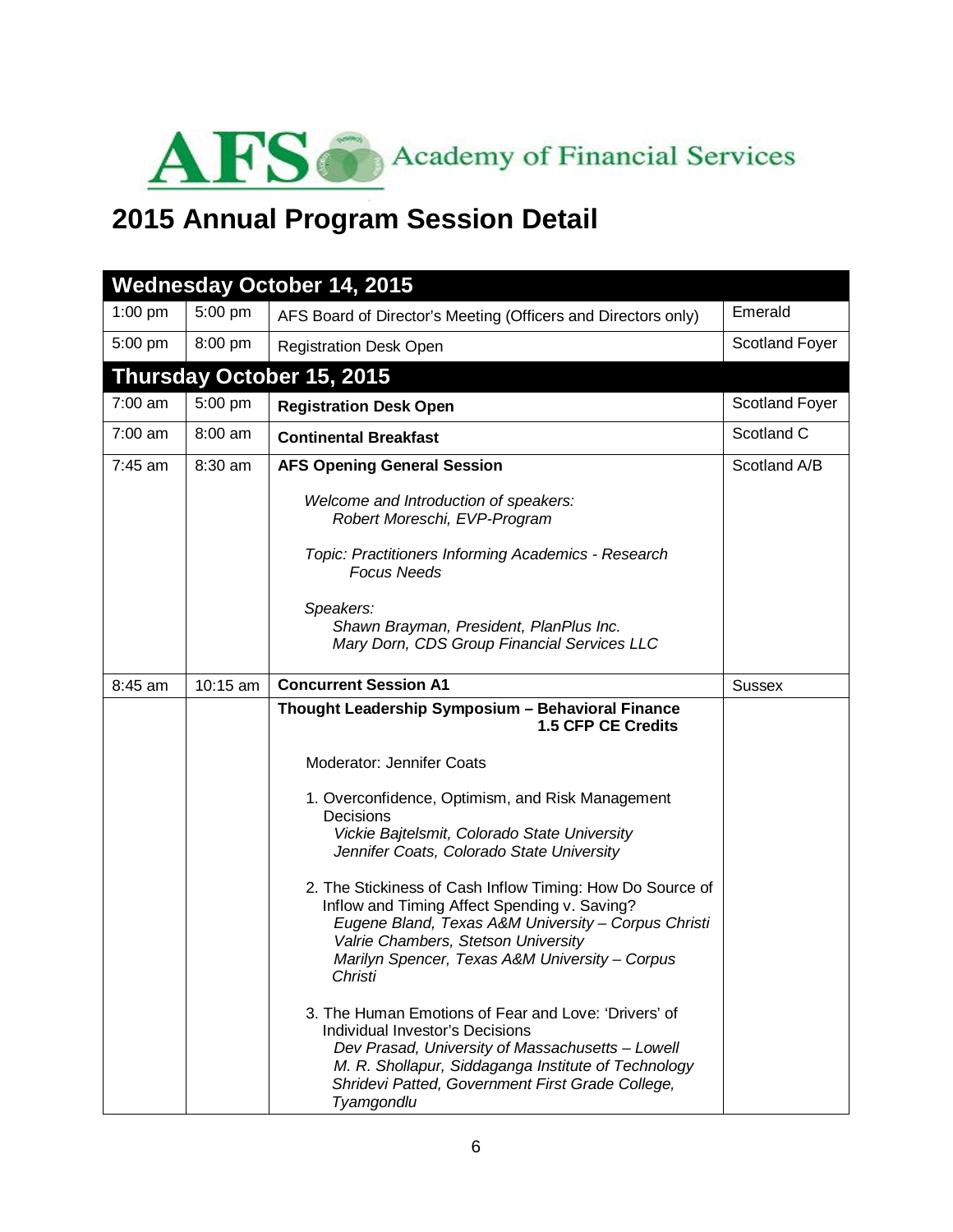Academy of Financial Services

# 2015 Annual Program Session Detail

| Wednesday October 14, 2015 | | | |
|---|---|---|---|
| 1:00 pm | 5:00 pm | AFS Board of Director's Meeting (Officers and Directors only) | Emerald |
| 5:00 pm | 8:00 pm | Registration Desk Open | Scotland Foyer |
| **Thursday October 15, 2015** | | | |
| 7:00 am | 5:00 pm | **Registration Desk Open** | Scotland Foyer |
| 7:00 am | 8:00 am | **Continental Breakfast** | Scotland C |
| 7:45 am | 8:30 am | **AFS Opening General Session**<br><br>*Welcome and Introduction of speakers:*<br>*Robert Moreschi, EVP-Program*<br><br>*Topic: Practitioners Informing Academics - Research Focus Needs*<br><br>*Speakers:*<br>*Shawn Brayman, President, PlanPlus Inc.*<br>*Mary Dorn, CDS Group Financial Services LLC* | Scotland A/B |
| 8:45 am | 10:15 am | **Concurrent Session A1** | Sussex |
| | | **Thought Leadership Symposium – Behavioral Finance**<br>**1.5 CFP CE Credits**<br><br>Moderator: Jennifer Coats<br><br>1. Overconfidence, Optimism, and Risk Management Decisions<br>*Vickie Bajtelsmit, Colorado State University*<br>*Jennifer Coats, Colorado State University*<br><br>2. The Stickiness of Cash Inflow Timing: How Do Source of Inflow and Timing Affect Spending v. Saving?<br>*Eugene Bland, Texas A&M University – Corpus Christi*<br>*Valrie Chambers, Stetson University*<br>*Marilyn Spencer, Texas A&M University – Corpus Christi*<br><br>3. The Human Emotions of Fear and Love: 'Drivers' of Individual Investor's Decisions<br>*Dev Prasad, University of Massachusetts – Lowell*<br>*M. R. Shollapur, Siddaganga Institute of Technology*<br>*Shridevi Patted, Government First Grade College, Tyamgondlu* | |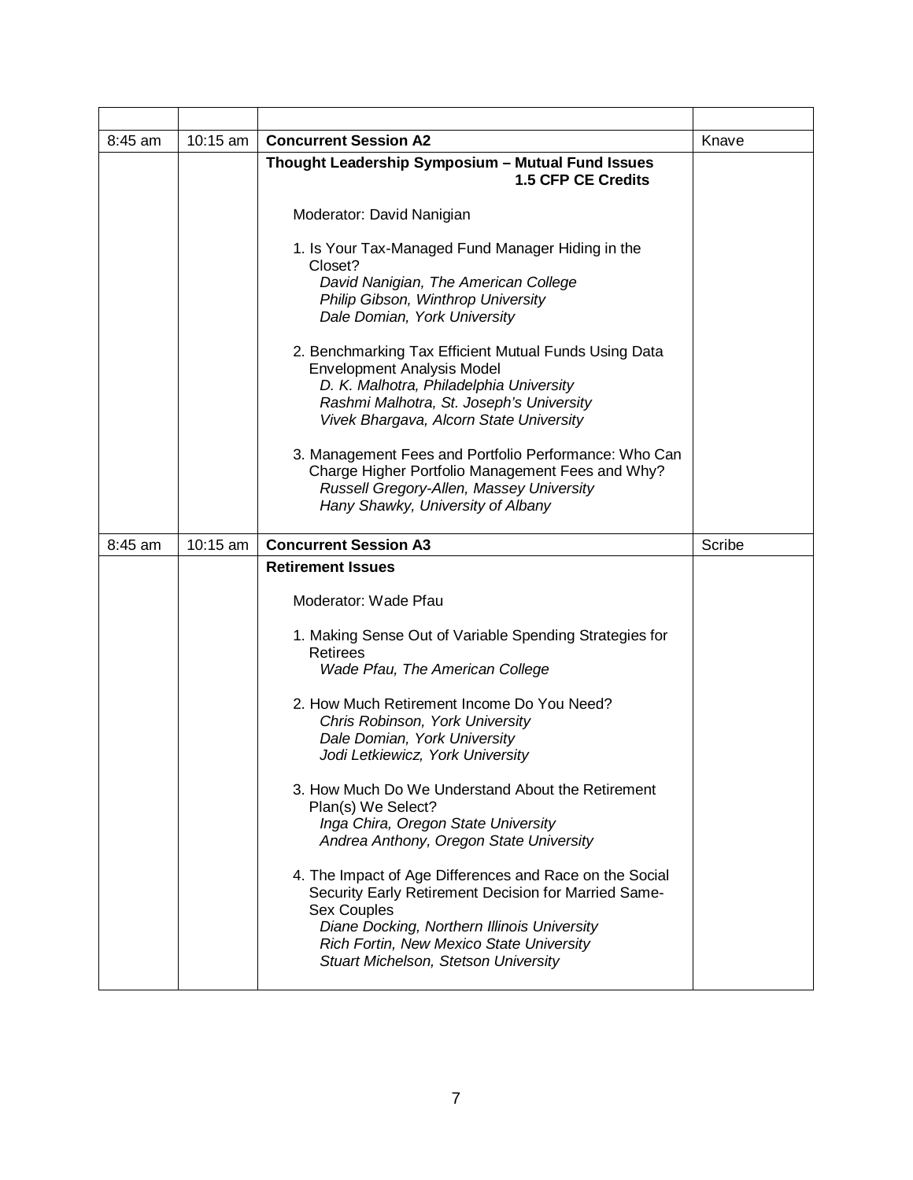| | | | |
|---|---|---|---|
| 8:45 am | 10:15 am | **Concurrent Session A2** | Knave |
| | | **Thought Leadership Symposium – Mutual Fund Issues**<br>**1.5 CFP CE Credits**<br><br>Moderator: David Nanigian<br><br>1. Is Your Tax-Managed Fund Manager Hiding in the Closet?<br>*David Nanigian, The American College*<br>*Philip Gibson, Winthrop University*<br>*Dale Domian, York University*<br><br>2. Benchmarking Tax Efficient Mutual Funds Using Data Envelopment Analysis Model<br>*D. K. Malhotra, Philadelphia University*<br>*Rashmi Malhotra, St. Joseph's University*<br>*Vivek Bhargava, Alcorn State University*<br><br>3. Management Fees and Portfolio Performance: Who Can Charge Higher Portfolio Management Fees and Why?<br>*Russell Gregory-Allen, Massey University*<br>*Hany Shawky, University of Albany* | |
| 8:45 am | 10:15 am | **Concurrent Session A3** | Scribe |
| | | **Retirement Issues**<br><br>Moderator: Wade Pfau<br><br>1. Making Sense Out of Variable Spending Strategies for Retirees<br>*Wade Pfau, The American College*<br><br>2. How Much Retirement Income Do You Need?<br>*Chris Robinson, York University*<br>*Dale Domian, York University*<br>*Jodi Letkiewicz, York University*<br><br>3. How Much Do We Understand About the Retirement Plan(s) We Select?<br>*Inga Chira, Oregon State University*<br>*Andrea Anthony, Oregon State University*<br><br>4. The Impact of Age Differences and Race on the Social Security Early Retirement Decision for Married Same-Sex Couples<br>*Diane Docking, Northern Illinois University*<br>*Rich Fortin, New Mexico State University*<br>*Stuart Michelson, Stetson University* | |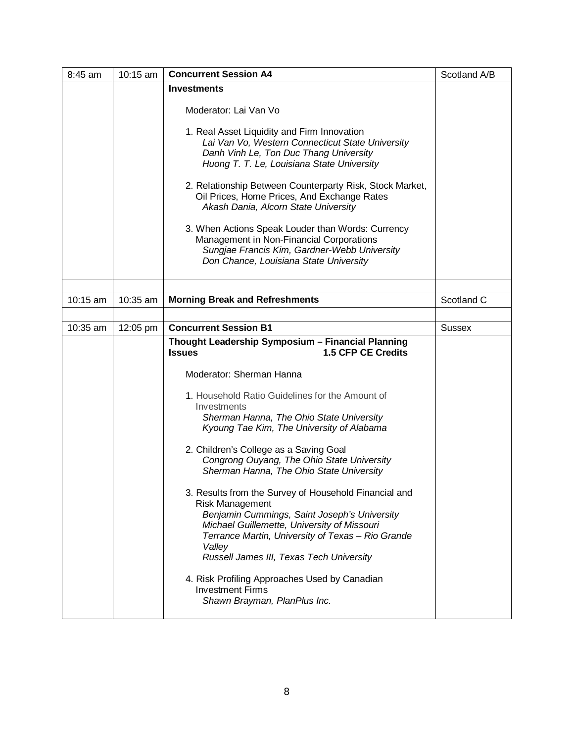| Start | End | Session | Location |
|---|---|---|---|
| 8:45 am | 10:15 am | **Concurrent Session A4** | Scotland A/B |
| | | **Investments**<br><br>Moderator: Lai Van Vo<br><br>1. Real Asset Liquidity and Firm Innovation<br>*Lai Van Vo, Western Connecticut State University*<br>*Danh Vinh Le, Ton Duc Thang University*<br>*Huong T. T. Le, Louisiana State University*<br><br>2. Relationship Between Counterparty Risk, Stock Market, Oil Prices, Home Prices, And Exchange Rates<br>*Akash Dania, Alcorn State University*<br><br>3. When Actions Speak Louder than Words: Currency Management in Non-Financial Corporations<br>*Sungjae Francis Kim, Gardner-Webb University*<br>*Don Chance, Louisiana State University* | |
| | | | |
| 10:15 am | 10:35 am | **Morning Break and Refreshments** | Scotland C |
| | | | |
| 10:35 am | 12:05 pm | **Concurrent Session B1** | Sussex |
| | | **Thought Leadership Symposium – Financial Planning Issues** **1.5 CFP CE Credits**<br><br>Moderator: Sherman Hanna<br><br>1. Household Ratio Guidelines for the Amount of Investments<br>*Sherman Hanna, The Ohio State University*<br>*Kyoung Tae Kim, The University of Alabama*<br><br>2. Children's College as a Saving Goal<br>*Congrong Ouyang, The Ohio State University*<br>*Sherman Hanna, The Ohio State University*<br><br>3. Results from the Survey of Household Financial and Risk Management<br>*Benjamin Cummings, Saint Joseph's University*<br>*Michael Guillemette, University of Missouri*<br>*Terrance Martin, University of Texas – Rio Grande Valley*<br>*Russell James III, Texas Tech University*<br><br>4. Risk Profiling Approaches Used by Canadian Investment Firms<br>*Shawn Brayman, PlanPlus Inc.* | |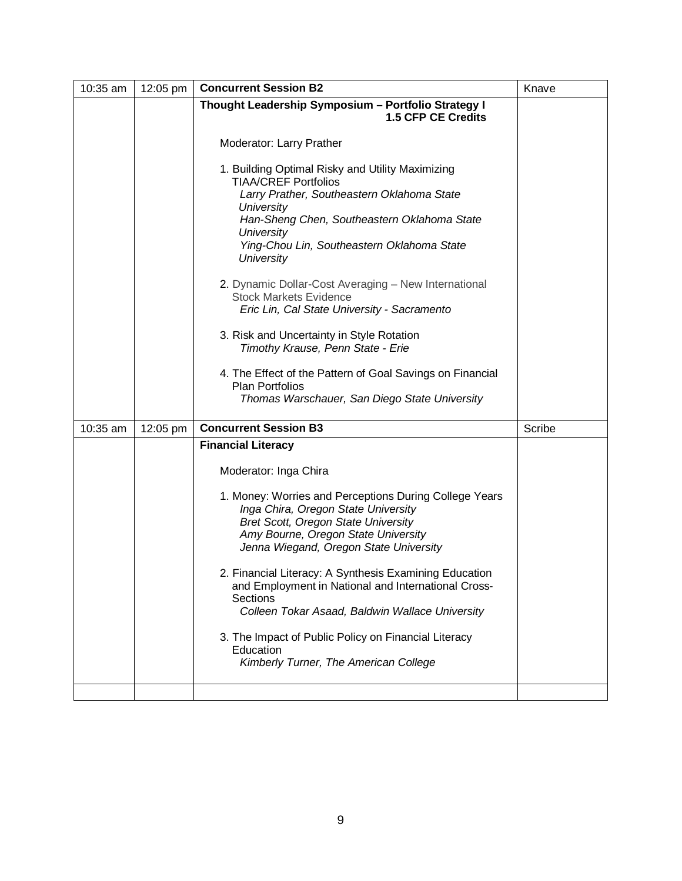| | | | |
|---|---|---|---|
| 10:35 am | 12:05 pm | **Concurrent Session B2** | Knave |
| | | **Thought Leadership Symposium – Portfolio Strategy I** **1.5 CFP CE Credits**<br><br>Moderator: Larry Prather<br><br>1. Building Optimal Risky and Utility Maximizing TIAA/CREF Portfolios<br>*Larry Prather, Southeastern Oklahoma State University*<br>*Han-Sheng Chen, Southeastern Oklahoma State University*<br>*Ying-Chou Lin, Southeastern Oklahoma State University*<br><br>2. Dynamic Dollar-Cost Averaging – New International Stock Markets Evidence<br>*Eric Lin, Cal State University - Sacramento*<br><br>3. Risk and Uncertainty in Style Rotation<br>*Timothy Krause, Penn State - Erie*<br><br>4. The Effect of the Pattern of Goal Savings on Financial Plan Portfolios<br>*Thomas Warschauer, San Diego State University* | |
| 10:35 am | 12:05 pm | **Concurrent Session B3** | Scribe |
| | | **Financial Literacy**<br><br>Moderator: Inga Chira<br><br>1. Money: Worries and Perceptions During College Years<br>*Inga Chira, Oregon State University*<br>*Bret Scott, Oregon State University*<br>*Amy Bourne, Oregon State University*<br>*Jenna Wiegand, Oregon State University*<br><br>2. Financial Literacy: A Synthesis Examining Education and Employment in National and International Cross-Sections<br>*Colleen Tokar Asaad, Baldwin Wallace University*<br><br>3. The Impact of Public Policy on Financial Literacy Education<br>*Kimberly Turner, The American College* | |
| | | | |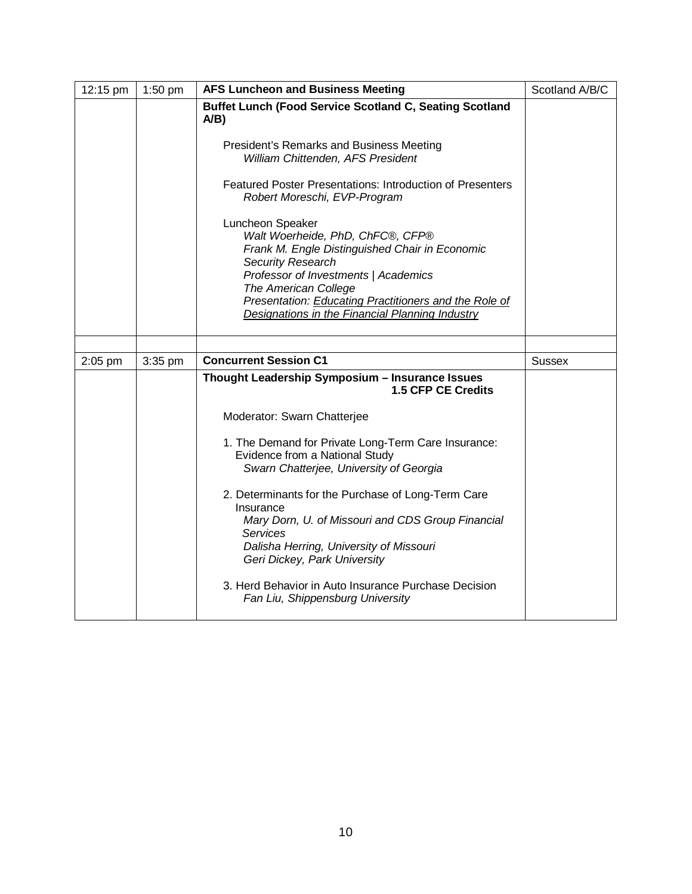| | | | |
|---|---|---|---|
| 12:15 pm | 1:50 pm | **AFS Luncheon and Business Meeting** | Scotland A/B/C |
| | | **Buffet Lunch (Food Service Scotland C, Seating Scotland A/B)**<br><br>President's Remarks and Business Meeting<br>*William Chittenden, AFS President*<br><br>Featured Poster Presentations: Introduction of Presenters<br>*Robert Moreschi, EVP-Program*<br><br>Luncheon Speaker<br>*Walt Woerheide, PhD, ChFC®, CFP®*<br>*Frank M. Engle Distinguished Chair in Economic Security Research*<br>*Professor of Investments \| Academics*<br>*The American College*<br>*Presentation: Educating Practitioners and the Role of Designations in the Financial Planning Industry* | |
| | | | |
| 2:05 pm | 3:35 pm | **Concurrent Session C1** | Sussex |
| | | **Thought Leadership Symposium – Insurance Issues**<br>**1.5 CFP CE Credits**<br><br>Moderator: Swarn Chatterjee<br><br>1. The Demand for Private Long-Term Care Insurance: Evidence from a National Study<br>*Swarn Chatterjee, University of Georgia*<br><br>2. Determinants for the Purchase of Long-Term Care Insurance<br>*Mary Dorn, U. of Missouri and CDS Group Financial Services*<br>*Dalisha Herring, University of Missouri*<br>*Geri Dickey, Park University*<br><br>3. Herd Behavior in Auto Insurance Purchase Decision<br>*Fan Liu, Shippensburg University* | |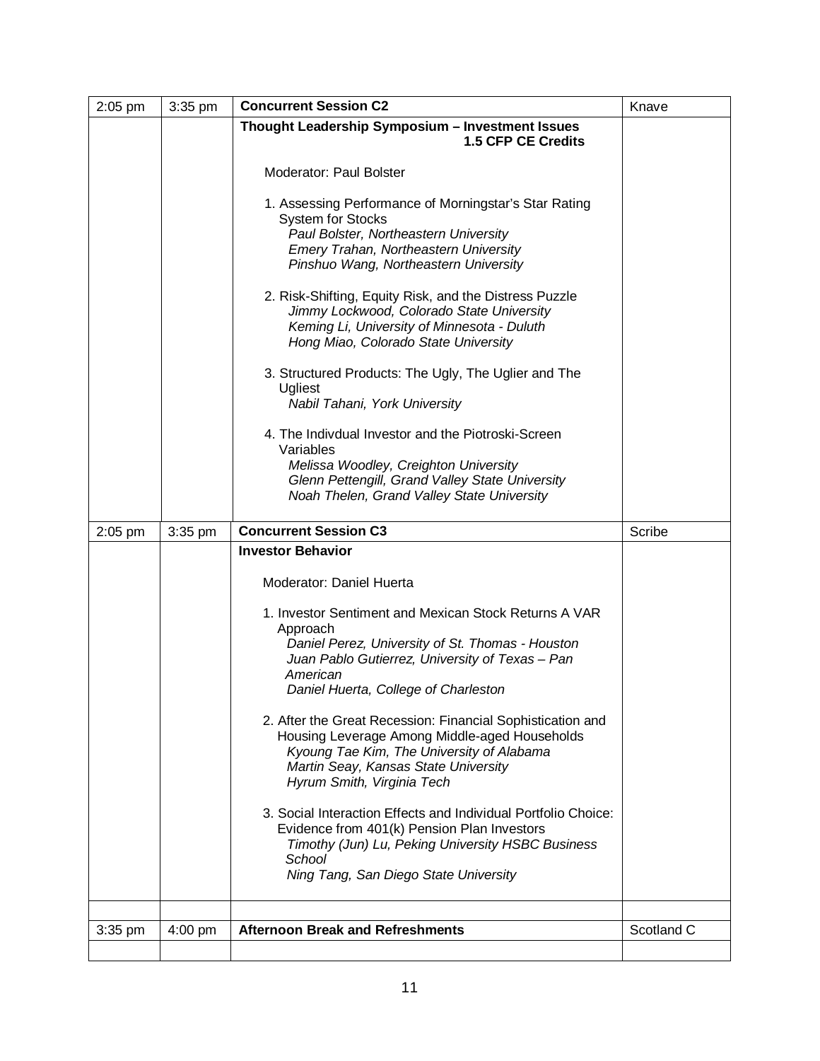| | | | |
|---|---|---|---|
| 2:05 pm | 3:35 pm | **Concurrent Session C2** | Knave |
| | | **Thought Leadership Symposium – Investment Issues**<br>**1.5 CFP CE Credits**<br><br>Moderator: Paul Bolster<br><br>1. Assessing Performance of Morningstar's Star Rating System for Stocks<br>*Paul Bolster, Northeastern University*<br>*Emery Trahan, Northeastern University*<br>*Pinshuo Wang, Northeastern University*<br><br>2. Risk-Shifting, Equity Risk, and the Distress Puzzle<br>*Jimmy Lockwood, Colorado State University*<br>*Keming Li, University of Minnesota - Duluth*<br>*Hong Miao, Colorado State University*<br><br>3. Structured Products: The Ugly, The Uglier and The Ugliest<br>*Nabil Tahani, York University*<br><br>4. The Indivdual Investor and the Piotroski-Screen Variables<br>*Melissa Woodley, Creighton University*<br>*Glenn Pettengill, Grand Valley State University*<br>*Noah Thelen, Grand Valley State University* | |
| 2:05 pm | 3:35 pm | **Concurrent Session C3** | Scribe |
| | | **Investor Behavior**<br><br>Moderator: Daniel Huerta<br><br>1. Investor Sentiment and Mexican Stock Returns A VAR Approach<br>*Daniel Perez, University of St. Thomas - Houston*<br>*Juan Pablo Gutierrez, University of Texas – Pan American*<br>*Daniel Huerta, College of Charleston*<br><br>2. After the Great Recession: Financial Sophistication and Housing Leverage Among Middle-aged Households<br>*Kyoung Tae Kim, The University of Alabama*<br>*Martin Seay, Kansas State University*<br>*Hyrum Smith, Virginia Tech*<br><br>3. Social Interaction Effects and Individual Portfolio Choice: Evidence from 401(k) Pension Plan Investors<br>*Timothy (Jun) Lu, Peking University HSBC Business School*<br>*Ning Tang, San Diego State University* | |
| | | | |
| 3:35 pm | 4:00 pm | **Afternoon Break and Refreshments** | Scotland C |
| | | | |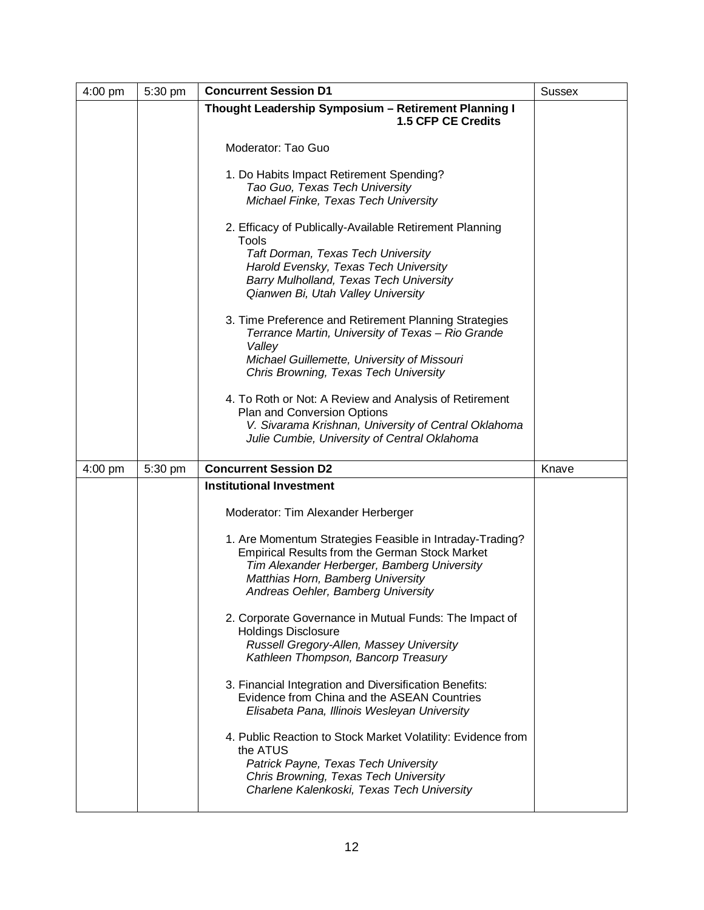| | | | |
|---|---|---|---|
| 4:00 pm | 5:30 pm | **Concurrent Session D1** | Sussex |
| | | **Thought Leadership Symposium – Retirement Planning I** **1.5 CFP CE Credits**<br><br>Moderator: Tao Guo<br><br>1. Do Habits Impact Retirement Spending?<br>*Tao Guo, Texas Tech University*<br>*Michael Finke, Texas Tech University*<br><br>2. Efficacy of Publically-Available Retirement Planning Tools<br>*Taft Dorman, Texas Tech University*<br>*Harold Evensky, Texas Tech University*<br>*Barry Mulholland, Texas Tech University*<br>*Qianwen Bi, Utah Valley University*<br><br>3. Time Preference and Retirement Planning Strategies<br>*Terrance Martin, University of Texas – Rio Grande Valley*<br>*Michael Guillemette, University of Missouri*<br>*Chris Browning, Texas Tech University*<br><br>4. To Roth or Not: A Review and Analysis of Retirement Plan and Conversion Options<br>*V. Sivarama Krishnan, University of Central Oklahoma*<br>*Julie Cumbie, University of Central Oklahoma* | |
| 4:00 pm | 5:30 pm | **Concurrent Session D2** | Knave |
| | | **Institutional Investment**<br><br>Moderator: Tim Alexander Herberger<br><br>1. Are Momentum Strategies Feasible in Intraday-Trading? Empirical Results from the German Stock Market<br>*Tim Alexander Herberger, Bamberg University*<br>*Matthias Horn, Bamberg University*<br>*Andreas Oehler, Bamberg University*<br><br>2. Corporate Governance in Mutual Funds: The Impact of Holdings Disclosure<br>*Russell Gregory-Allen, Massey University*<br>*Kathleen Thompson, Bancorp Treasury*<br><br>3. Financial Integration and Diversification Benefits: Evidence from China and the ASEAN Countries<br>*Elisabeta Pana, Illinois Wesleyan University*<br><br>4. Public Reaction to Stock Market Volatility: Evidence from the ATUS<br>*Patrick Payne, Texas Tech University*<br>*Chris Browning, Texas Tech University*<br>*Charlene Kalenkoski, Texas Tech University* | |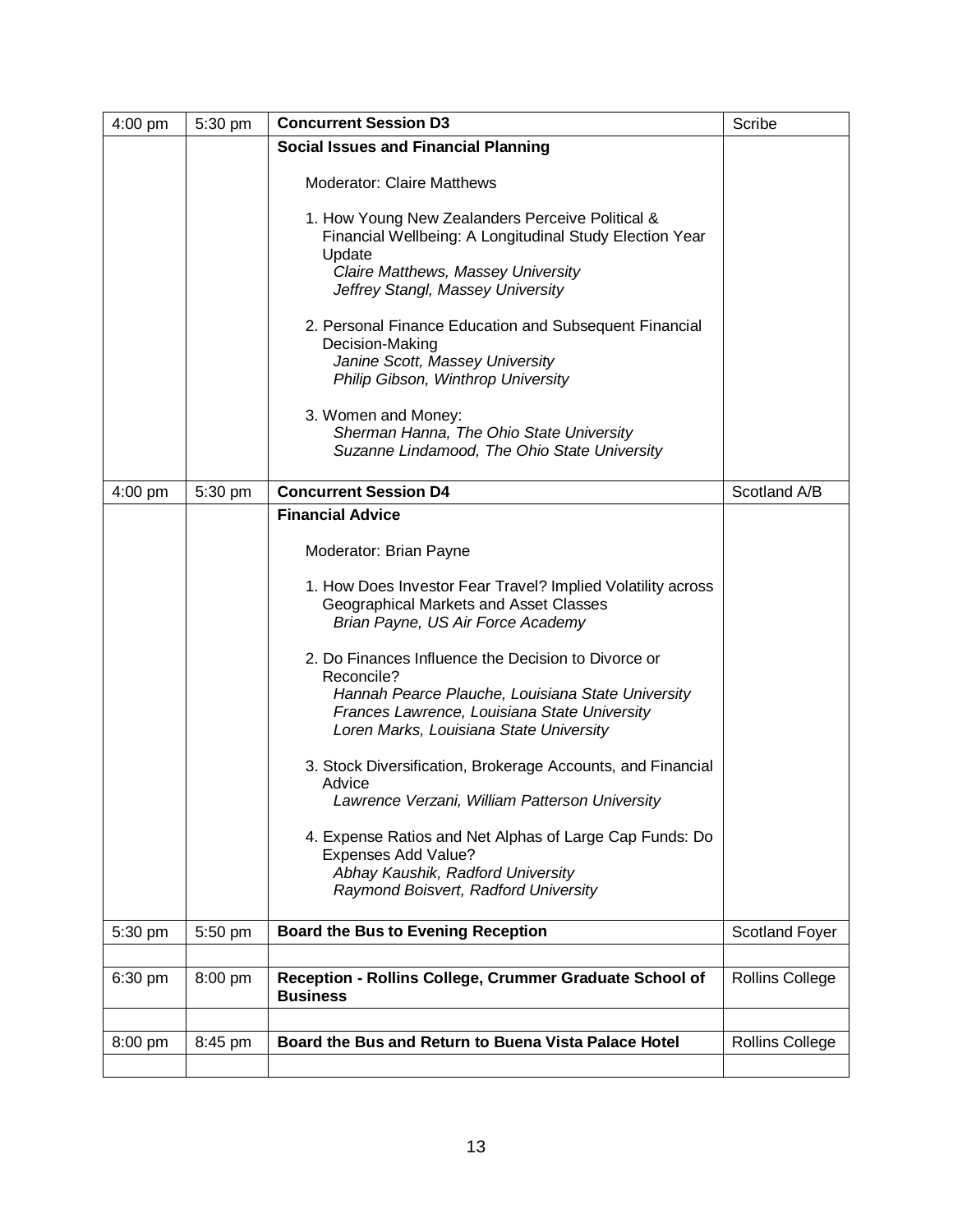| | | | |
|---|---|---|---|
| 4:00 pm | 5:30 pm | **Concurrent Session D3** | Scribe |
| | | **Social Issues and Financial Planning**<br><br>Moderator: Claire Matthews<br><br>1. How Young New Zealanders Perceive Political & Financial Wellbeing: A Longitudinal Study Election Year Update<br>*Claire Matthews, Massey University*<br>*Jeffrey Stangl, Massey University*<br><br>2. Personal Finance Education and Subsequent Financial Decision-Making<br>*Janine Scott, Massey University*<br>*Philip Gibson, Winthrop University*<br><br>3. Women and Money:<br>*Sherman Hanna, The Ohio State University*<br>*Suzanne Lindamood, The Ohio State University* | |
| 4:00 pm | 5:30 pm | **Concurrent Session D4** | Scotland A/B |
| | | **Financial Advice**<br><br>Moderator: Brian Payne<br><br>1. How Does Investor Fear Travel? Implied Volatility across Geographical Markets and Asset Classes<br>*Brian Payne, US Air Force Academy*<br><br>2. Do Finances Influence the Decision to Divorce or Reconcile?<br>*Hannah Pearce Plauche, Louisiana State University*<br>*Frances Lawrence, Louisiana State University*<br>*Loren Marks, Louisiana State University*<br><br>3. Stock Diversification, Brokerage Accounts, and Financial Advice<br>*Lawrence Verzani, William Patterson University*<br><br>4. Expense Ratios and Net Alphas of Large Cap Funds: Do Expenses Add Value?<br>*Abhay Kaushik, Radford University*<br>*Raymond Boisvert, Radford University* | |
| 5:30 pm | 5:50 pm | **Board the Bus to Evening Reception** | Scotland Foyer |
| | | | |
| 6:30 pm | 8:00 pm | **Reception - Rollins College, Crummer Graduate School of Business** | Rollins College |
| | | | |
| 8:00 pm | 8:45 pm | **Board the Bus and Return to Buena Vista Palace Hotel** | Rollins College |
| | | | |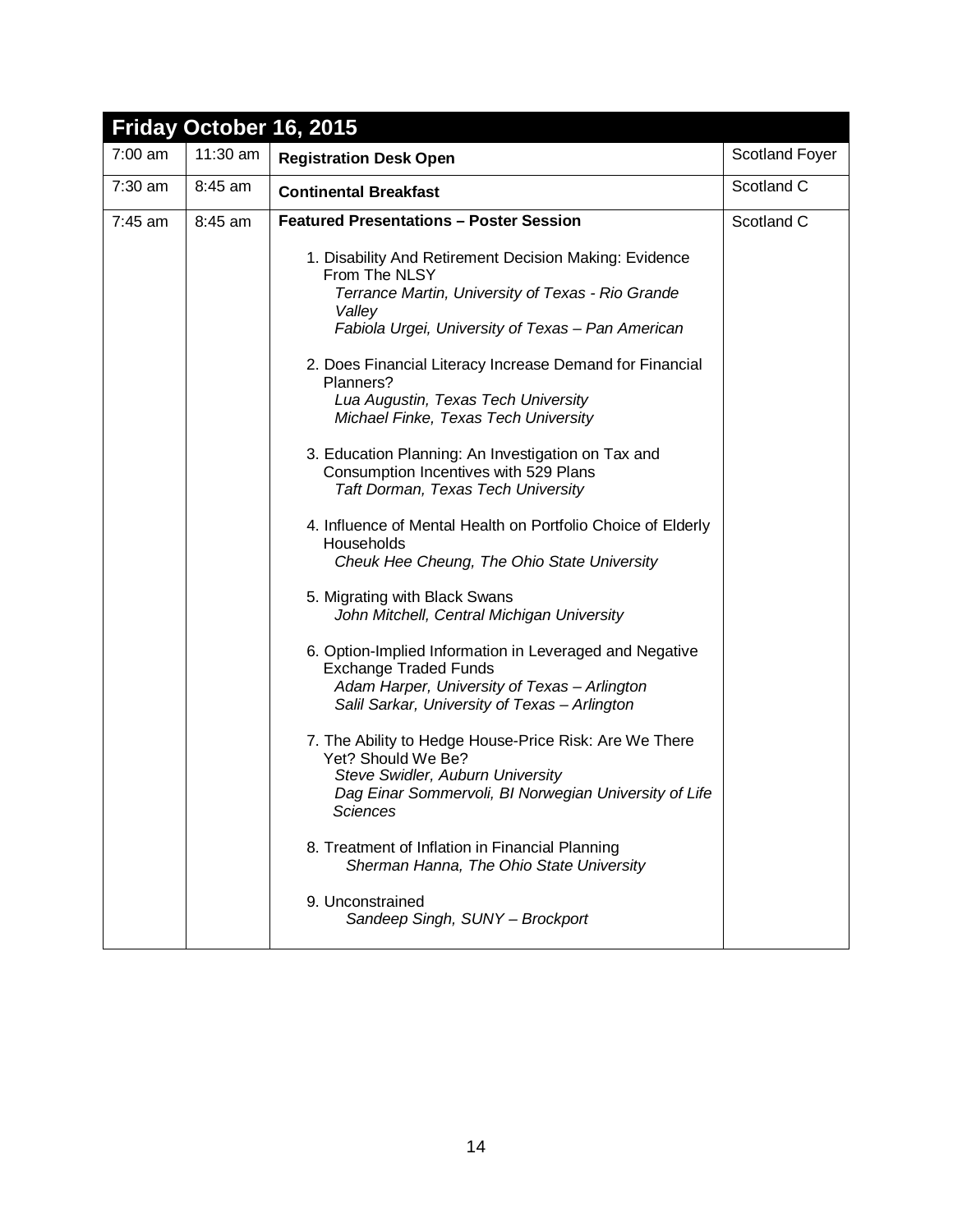| Friday October 16, 2015 | | | |
|---|---|---|---|
| 7:00 am | 11:30 am | **Registration Desk Open** | Scotland Foyer |
| 7:30 am | 8:45 am | **Continental Breakfast** | Scotland C |
| 7:45 am | 8:45 am | **Featured Presentations – Poster Session**<br><br>1. Disability And Retirement Decision Making: Evidence From The NLSY<br>*Terrance Martin, University of Texas - Rio Grande Valley*<br>*Fabiola Urgei, University of Texas – Pan American*<br><br>2. Does Financial Literacy Increase Demand for Financial Planners?<br>*Lua Augustin, Texas Tech University*<br>*Michael Finke, Texas Tech University*<br><br>3. Education Planning: An Investigation on Tax and Consumption Incentives with 529 Plans<br>*Taft Dorman, Texas Tech University*<br><br>4. Influence of Mental Health on Portfolio Choice of Elderly Households<br>*Cheuk Hee Cheung, The Ohio State University*<br><br>5. Migrating with Black Swans<br>*John Mitchell, Central Michigan University*<br><br>6. Option-Implied Information in Leveraged and Negative Exchange Traded Funds<br>*Adam Harper, University of Texas – Arlington*<br>*Salil Sarkar, University of Texas – Arlington*<br><br>7. The Ability to Hedge House-Price Risk: Are We There Yet? Should We Be?<br>*Steve Swidler, Auburn University*<br>*Dag Einar Sommervoli, BI Norwegian University of Life Sciences*<br><br>8. Treatment of Inflation in Financial Planning<br>*Sherman Hanna, The Ohio State University*<br><br>9. Unconstrained<br>*Sandeep Singh, SUNY – Brockport* | Scotland C |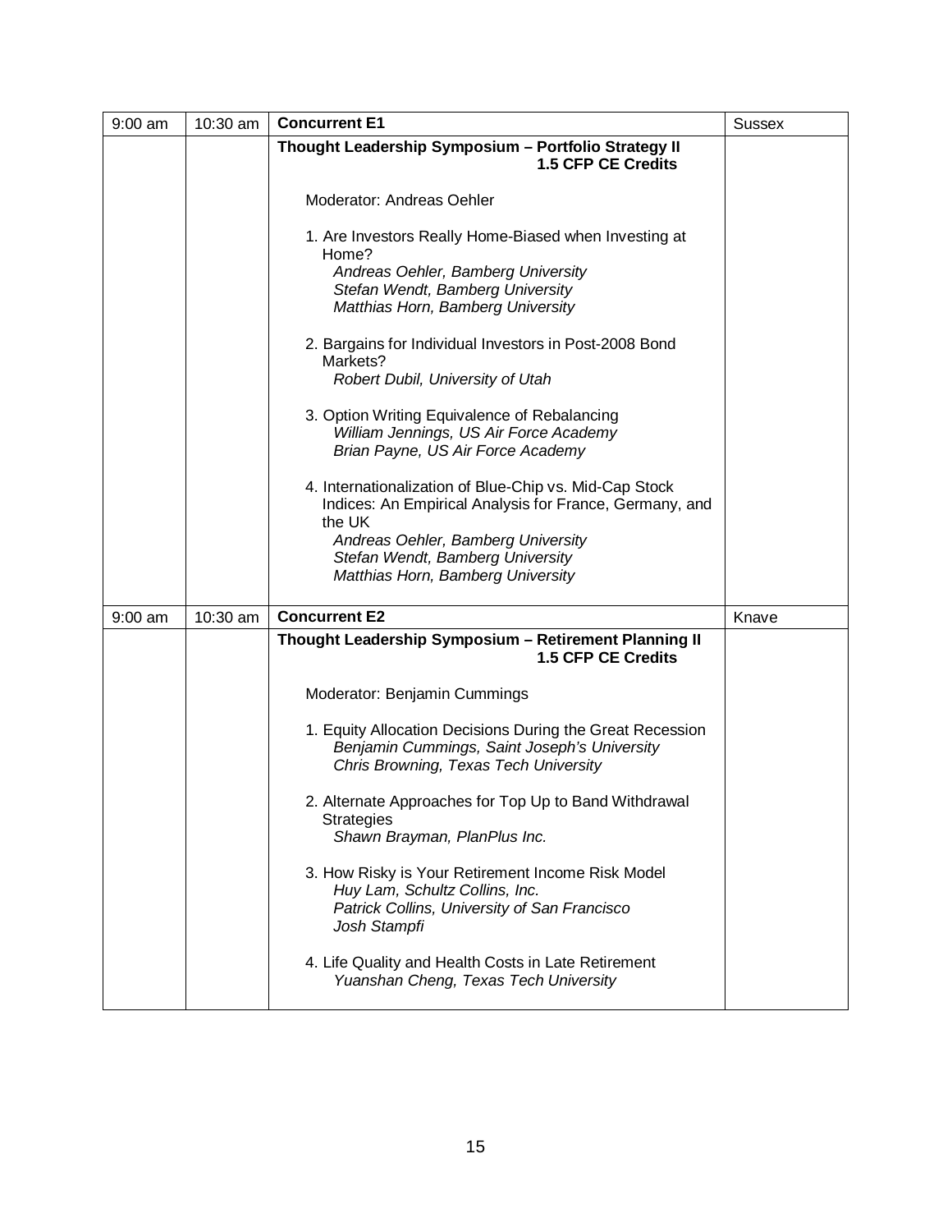| | | | |
|---|---|---|---|
| 9:00 am | 10:30 am | **Concurrent E1** | Sussex |
| | | **Thought Leadership Symposium – Portfolio Strategy II** **1.5 CFP CE Credits**<br><br>Moderator: Andreas Oehler<br><br>1. Are Investors Really Home-Biased when Investing at Home?<br>*Andreas Oehler, Bamberg University*<br>*Stefan Wendt, Bamberg University*<br>*Matthias Horn, Bamberg University*<br><br>2. Bargains for Individual Investors in Post-2008 Bond Markets?<br>*Robert Dubil, University of Utah*<br><br>3. Option Writing Equivalence of Rebalancing<br>*William Jennings, US Air Force Academy*<br>*Brian Payne, US Air Force Academy*<br><br>4. Internationalization of Blue-Chip vs. Mid-Cap Stock Indices: An Empirical Analysis for France, Germany, and the UK<br>*Andreas Oehler, Bamberg University*<br>*Stefan Wendt, Bamberg University*<br>*Matthias Horn, Bamberg University* | |
| 9:00 am | 10:30 am | **Concurrent E2** | Knave |
| | | **Thought Leadership Symposium – Retirement Planning II** **1.5 CFP CE Credits**<br><br>Moderator: Benjamin Cummings<br><br>1. Equity Allocation Decisions During the Great Recession<br>*Benjamin Cummings, Saint Joseph's University*<br>*Chris Browning, Texas Tech University*<br><br>2. Alternate Approaches for Top Up to Band Withdrawal Strategies<br>*Shawn Brayman, PlanPlus Inc.*<br><br>3. How Risky is Your Retirement Income Risk Model<br>*Huy Lam, Schultz Collins, Inc.*<br>*Patrick Collins, University of San Francisco*<br>*Josh Stampfi*<br><br>4. Life Quality and Health Costs in Late Retirement<br>*Yuanshan Cheng, Texas Tech University* | |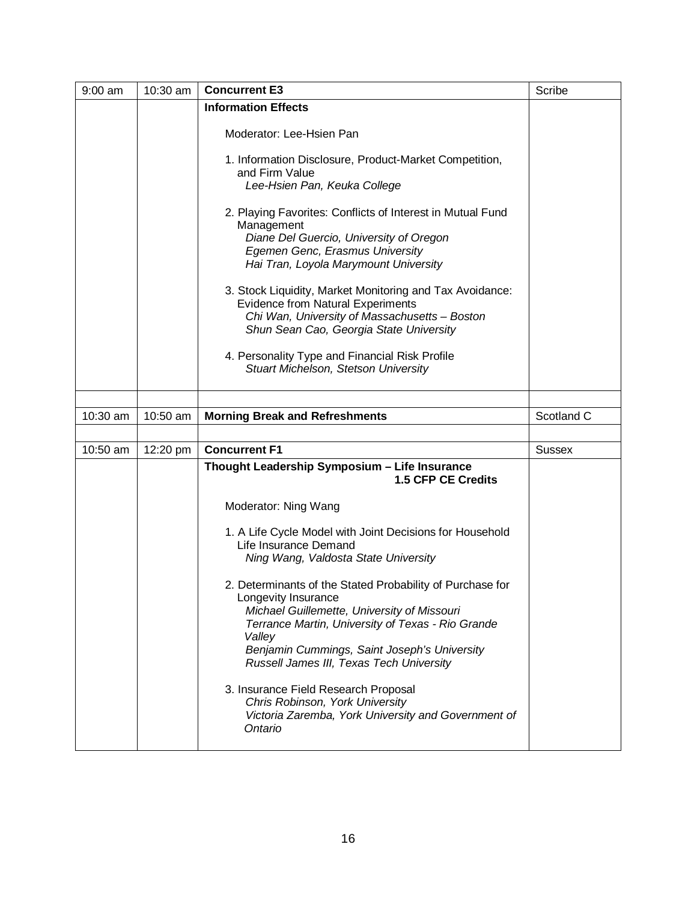| | | | |
|---|---|---|---|
| 9:00 am | 10:30 am | **Concurrent E3** | Scribe |
| | | **Information Effects**<br><br>Moderator: Lee-Hsien Pan<br><br>1. Information Disclosure, Product-Market Competition, and Firm Value<br>*Lee-Hsien Pan, Keuka College*<br><br>2. Playing Favorites: Conflicts of Interest in Mutual Fund Management<br>*Diane Del Guercio, University of Oregon*<br>*Egemen Genc, Erasmus University*<br>*Hai Tran, Loyola Marymount University*<br><br>3. Stock Liquidity, Market Monitoring and Tax Avoidance: Evidence from Natural Experiments<br>*Chi Wan, University of Massachusetts – Boston*<br>*Shun Sean Cao, Georgia State University*<br><br>4. Personality Type and Financial Risk Profile<br>*Stuart Michelson, Stetson University* | |
| | | | |
| 10:30 am | 10:50 am | **Morning Break and Refreshments** | Scotland C |
| | | | |
| 10:50 am | 12:20 pm | **Concurrent F1** | Sussex |
| | | **Thought Leadership Symposium – Life Insurance**<br>**1.5 CFP CE Credits**<br><br>Moderator: Ning Wang<br><br>1. A Life Cycle Model with Joint Decisions for Household Life Insurance Demand<br>*Ning Wang, Valdosta State University*<br><br>2. Determinants of the Stated Probability of Purchase for Longevity Insurance<br>*Michael Guillemette, University of Missouri*<br>*Terrance Martin, University of Texas - Rio Grande Valley*<br>*Benjamin Cummings, Saint Joseph's University*<br>*Russell James III, Texas Tech University*<br><br>3. Insurance Field Research Proposal<br>*Chris Robinson, York University*<br>*Victoria Zaremba, York University and Government of Ontario* | |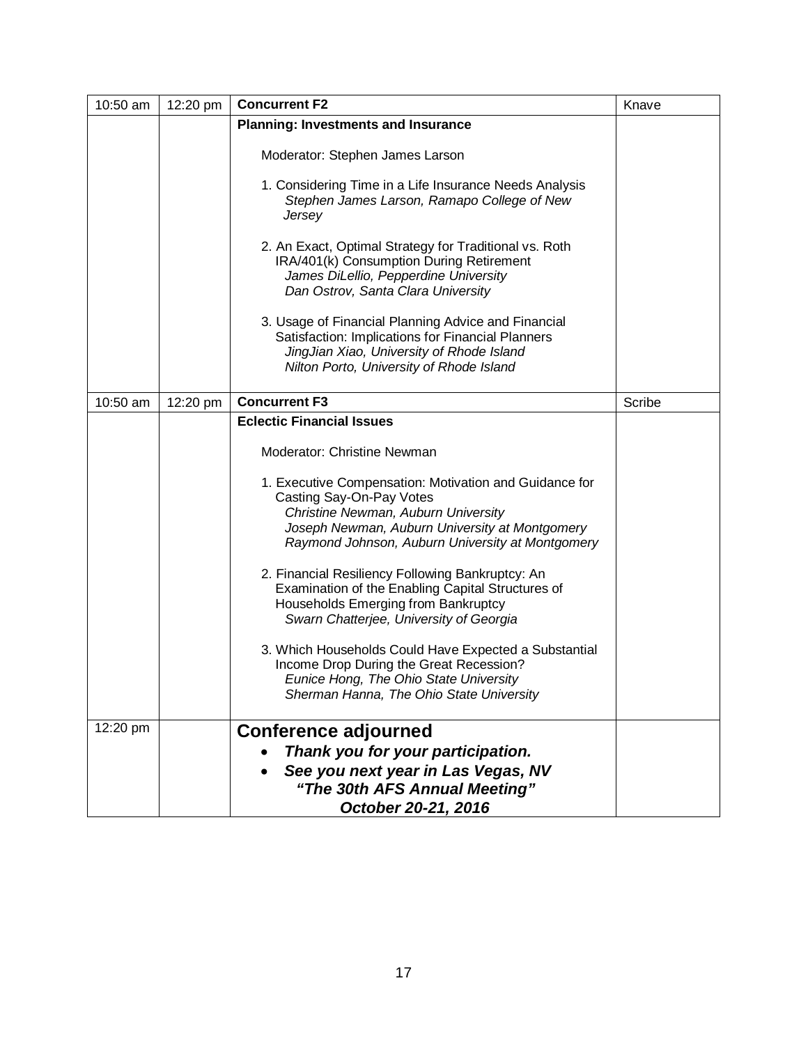| | | | |
|---|---|---|---|
| 10:50 am | 12:20 pm | **Concurrent F2** | Knave |
| | | **Planning: Investments and Insurance**<br><br>Moderator: Stephen James Larson<br><br>1. Considering Time in a Life Insurance Needs Analysis<br>*Stephen James Larson, Ramapo College of New Jersey*<br><br>2. An Exact, Optimal Strategy for Traditional vs. Roth IRA/401(k) Consumption During Retirement<br>*James DiLellio, Pepperdine University*<br>*Dan Ostrov, Santa Clara University*<br><br>3. Usage of Financial Planning Advice and Financial Satisfaction: Implications for Financial Planners<br>*JingJian Xiao, University of Rhode Island*<br>*Nilton Porto, University of Rhode Island* | |
| 10:50 am | 12:20 pm | **Concurrent F3** | Scribe |
| | | **Eclectic Financial Issues**<br><br>Moderator: Christine Newman<br><br>1. Executive Compensation: Motivation and Guidance for Casting Say-On-Pay Votes<br>*Christine Newman, Auburn University*<br>*Joseph Newman, Auburn University at Montgomery*<br>*Raymond Johnson, Auburn University at Montgomery*<br><br>2. Financial Resiliency Following Bankruptcy: An Examination of the Enabling Capital Structures of Households Emerging from Bankruptcy<br>*Swarn Chatterjee, University of Georgia*<br><br>3. Which Households Could Have Expected a Substantial Income Drop During the Great Recession?<br>*Eunice Hong, The Ohio State University*<br>*Sherman Hanna, The Ohio State University* | |
| 12:20 pm | | **Conference adjourned**<br>• ***Thank you for your participation.***<br>• ***See you next year in Las Vegas, NV***<br>***"The 30th AFS Annual Meeting"***<br>***October 20-21, 2016*** | |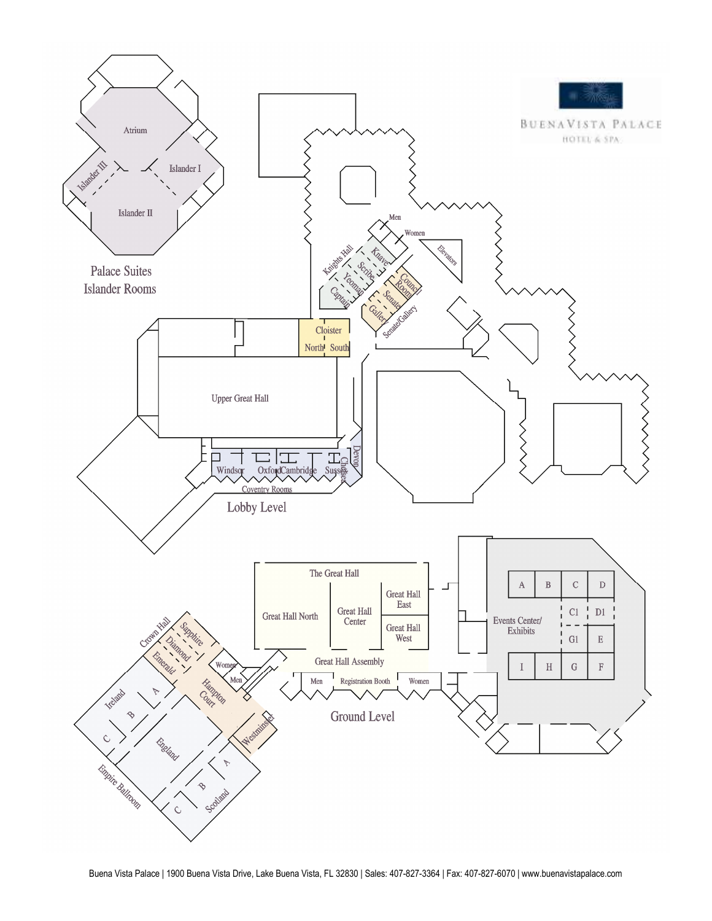BUENA VISTA PALACE
HOTEL & SPA

## Palace Suites Islander Rooms

Atrium

Islander I

Islander II

Islander III

## Lobby Level

Men

Women

Elevators

Knights Hall

Knave

Scribe

Yeoman

Captain

Council Room

Senate

Gallery

Senate/Gallery

Cloister

North

South

Upper Great Hall

Windsor

Oxford

Cambridge

Sussex

Chelsea

Devon

Coventry Rooms

## Ground Level

The Great Hall

Great Hall North

Great Hall Center

Great Hall East

Great Hall West

Great Hall Assembly

Men

Registration Booth

Women

Events Center/ Exhibits

A B C D C1 D1 G1 E I H G F

Crown Hall

Sapphire

Diamond

Emerald

Women

Men

Hampton Court

Westminster

Ireland

A

B

C

England

Scotland

A

B

C

Empire Ballroom

Buena Vista Palace | 1900 Buena Vista Drive, Lake Buena Vista, FL 32830 | Sales: 407-827-3364 | Fax: 407-827-6070 | www.buenavistapalace.com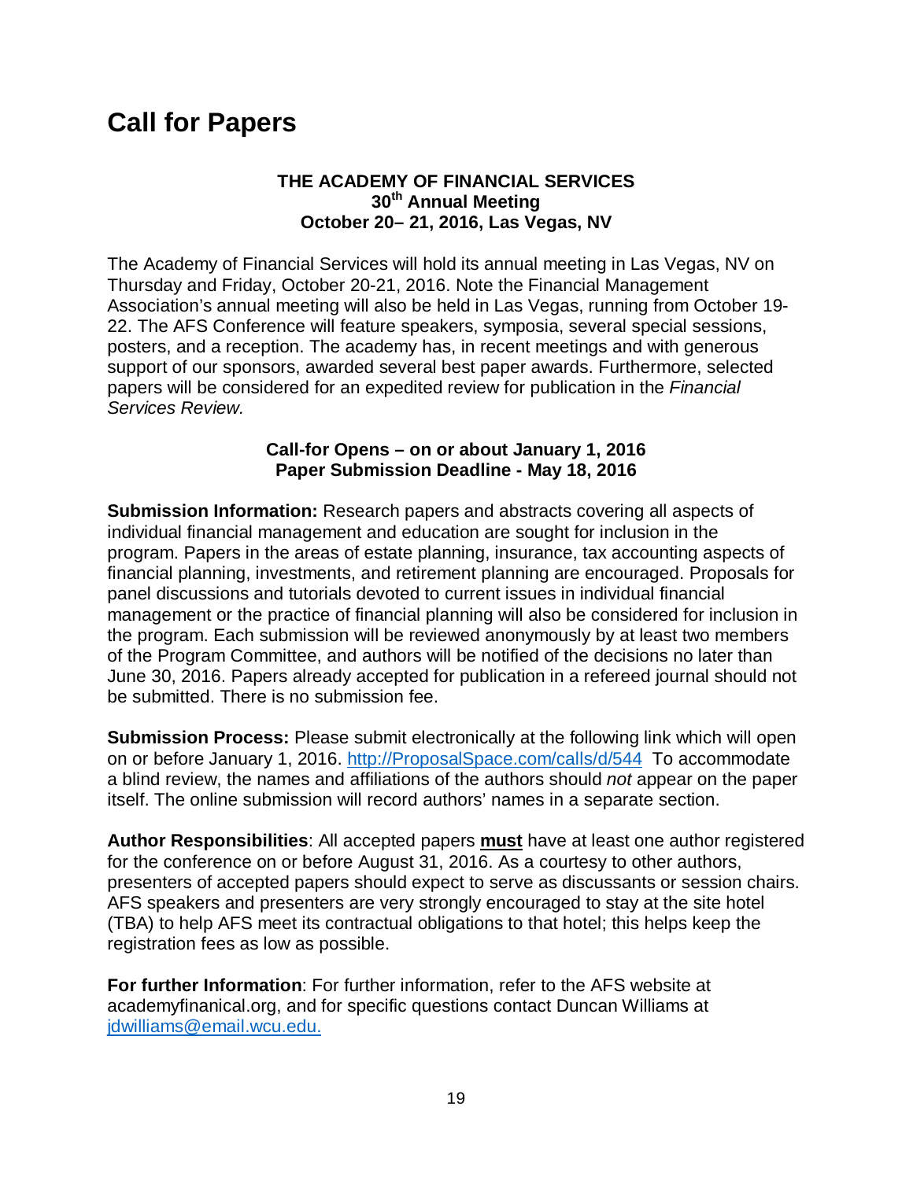# Call for Papers

**THE ACADEMY OF FINANCIAL SERVICES**
**30th Annual Meeting**
**October 20– 21, 2016, Las Vegas, NV**

The Academy of Financial Services will hold its annual meeting in Las Vegas, NV on Thursday and Friday, October 20-21, 2016. Note the Financial Management Association's annual meeting will also be held in Las Vegas, running from October 19-22. The AFS Conference will feature speakers, symposia, several special sessions, posters, and a reception. The academy has, in recent meetings and with generous support of our sponsors, awarded several best paper awards. Furthermore, selected papers will be considered for an expedited review for publication in the *Financial Services Review.*

**Call-for Opens – on or about January 1, 2016**
**Paper Submission Deadline - May 18, 2016**

**Submission Information:** Research papers and abstracts covering all aspects of individual financial management and education are sought for inclusion in the program. Papers in the areas of estate planning, insurance, tax accounting aspects of financial planning, investments, and retirement planning are encouraged. Proposals for panel discussions and tutorials devoted to current issues in individual financial management or the practice of financial planning will also be considered for inclusion in the program. Each submission will be reviewed anonymously by at least two members of the Program Committee, and authors will be notified of the decisions no later than June 30, 2016. Papers already accepted for publication in a refereed journal should not be submitted. There is no submission fee.

**Submission Process:** Please submit electronically at the following link which will open on or before January 1, 2016. http://ProposalSpace.com/calls/d/544 To accommodate a blind review, the names and affiliations of the authors should *not* appear on the paper itself. The online submission will record authors' names in a separate section.

**Author Responsibilities**: All accepted papers **must** have at least one author registered for the conference on or before August 31, 2016. As a courtesy to other authors, presenters of accepted papers should expect to serve as discussants or session chairs. AFS speakers and presenters are very strongly encouraged to stay at the site hotel (TBA) to help AFS meet its contractual obligations to that hotel; this helps keep the registration fees as low as possible.

**For further Information**: For further information, refer to the AFS website at academyfinanical.org, and for specific questions contact Duncan Williams at jdwilliams@email.wcu.edu.